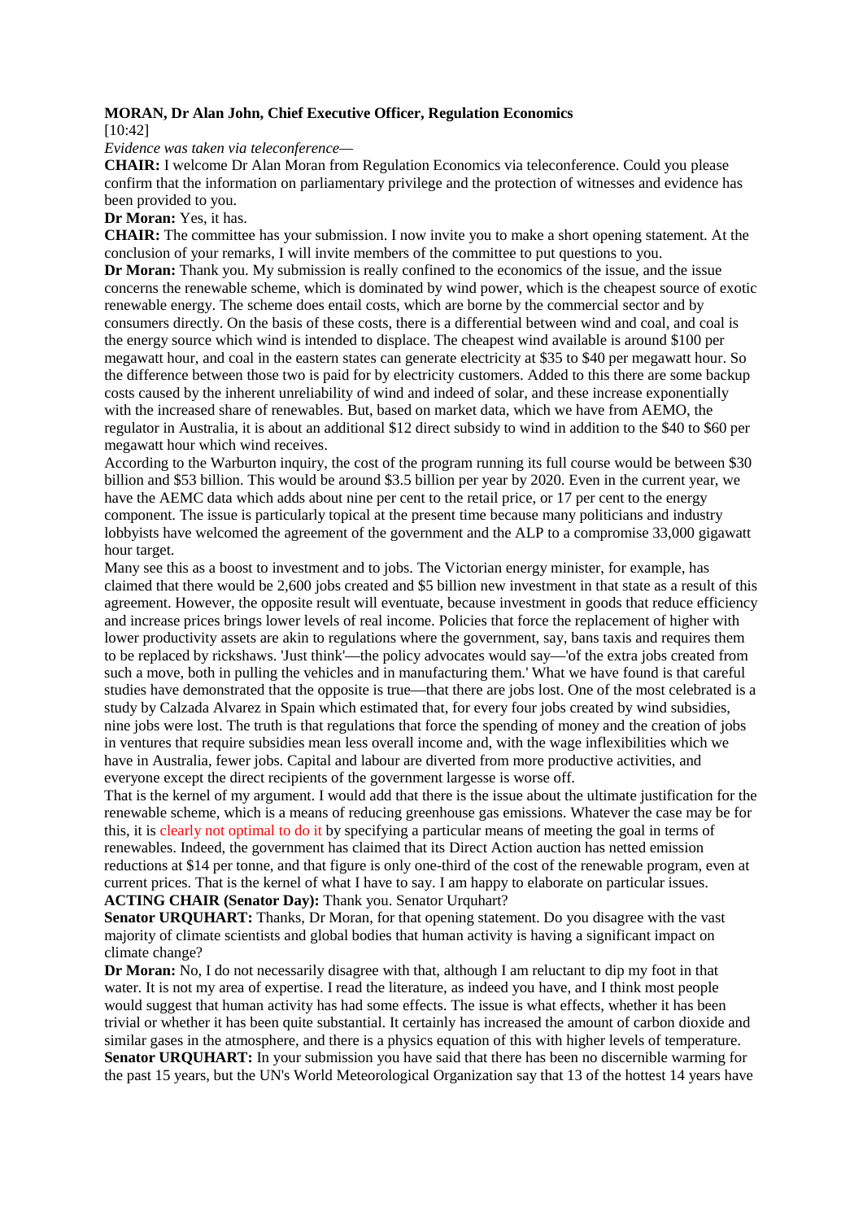**MORAN, Dr Alan John, Chief Executive Officer, Regulation Economics**

[10:42]

*Evidence was taken via teleconference—*

**CHAIR:** I welcome Dr Alan Moran from Regulation Economics via teleconference. Could you please confirm that the information on parliamentary privilege and the protection of witnesses and evidence has been provided to you.

**Dr Moran:** Yes, it has.

**CHAIR:** The committee has your submission. I now invite you to make a short opening statement. At the conclusion of your remarks, I will invite members of the committee to put questions to you.

**Dr Moran:** Thank you. My submission is really confined to the economics of the issue, and the issue concerns the renewable scheme, which is dominated by wind power, which is the cheapest source of exotic renewable energy. The scheme does entail costs, which are borne by the commercial sector and by consumers directly. On the basis of these costs, there is a differential between wind and coal, and coal is the energy source which wind is intended to displace. The cheapest wind available is around $100 per megawatt hour, and coal in the eastern states can generate electricity at $35 to $40 per megawatt hour. So the difference between those two is paid for by electricity customers. Added to this there are some backup costs caused by the inherent unreliability of wind and indeed of solar, and these increase exponentially with the increased share of renewables. But, based on market data, which we have from AEMO, the regulator in Australia, it is about an additional $12 direct subsidy to wind in addition to the $40 to $60 per megawatt hour which wind receives.

According to the Warburton inquiry, the cost of the program running its full course would be between $30 billion and $53 billion. This would be around $3.5 billion per year by 2020. Even in the current year, we have the AEMC data which adds about nine per cent to the retail price, or 17 per cent to the energy component. The issue is particularly topical at the present time because many politicians and industry lobbyists have welcomed the agreement of the government and the ALP to a compromise 33,000 gigawatt hour target.

Many see this as a boost to investment and to jobs. The Victorian energy minister, for example, has claimed that there would be 2,600 jobs created and $5 billion new investment in that state as a result of this agreement. However, the opposite result will eventuate, because investment in goods that reduce efficiency and increase prices brings lower levels of real income. Policies that force the replacement of higher with lower productivity assets are akin to regulations where the government, say, bans taxis and requires them to be replaced by rickshaws. 'Just think'—the policy advocates would say—'of the extra jobs created from such a move, both in pulling the vehicles and in manufacturing them.' What we have found is that careful studies have demonstrated that the opposite is true—that there are jobs lost. One of the most celebrated is a study by Calzada Alvarez in Spain which estimated that, for every four jobs created by wind subsidies, nine jobs were lost. The truth is that regulations that force the spending of money and the creation of jobs in ventures that require subsidies mean less overall income and, with the wage inflexibilities which we have in Australia, fewer jobs. Capital and labour are diverted from more productive activities, and everyone except the direct recipients of the government largesse is worse off.

That is the kernel of my argument. I would add that there is the issue about the ultimate justification for the renewable scheme, which is a means of reducing greenhouse gas emissions. Whatever the case may be for this, it is clearly not optimal to do it by specifying a particular means of meeting the goal in terms of renewables. Indeed, the government has claimed that its Direct Action auction has netted emission reductions at $14 per tonne, and that figure is only one-third of the cost of the renewable program, even at current prices. That is the kernel of what I have to say. I am happy to elaborate on particular issues.

**ACTING CHAIR (Senator Day):** Thank you. Senator Urquhart?

**Senator URQUHART:** Thanks, Dr Moran, for that opening statement. Do you disagree with the vast majority of climate scientists and global bodies that human activity is having a significant impact on climate change?

**Dr Moran:** No, I do not necessarily disagree with that, although I am reluctant to dip my foot in that water. It is not my area of expertise. I read the literature, as indeed you have, and I think most people would suggest that human activity has had some effects. The issue is what effects, whether it has been trivial or whether it has been quite substantial. It certainly has increased the amount of carbon dioxide and similar gases in the atmosphere, and there is a physics equation of this with higher levels of temperature.

**Senator URQUHART:** In your submission you have said that there has been no discernible warming for the past 15 years, but the UN's World Meteorological Organization say that 13 of the hottest 14 years have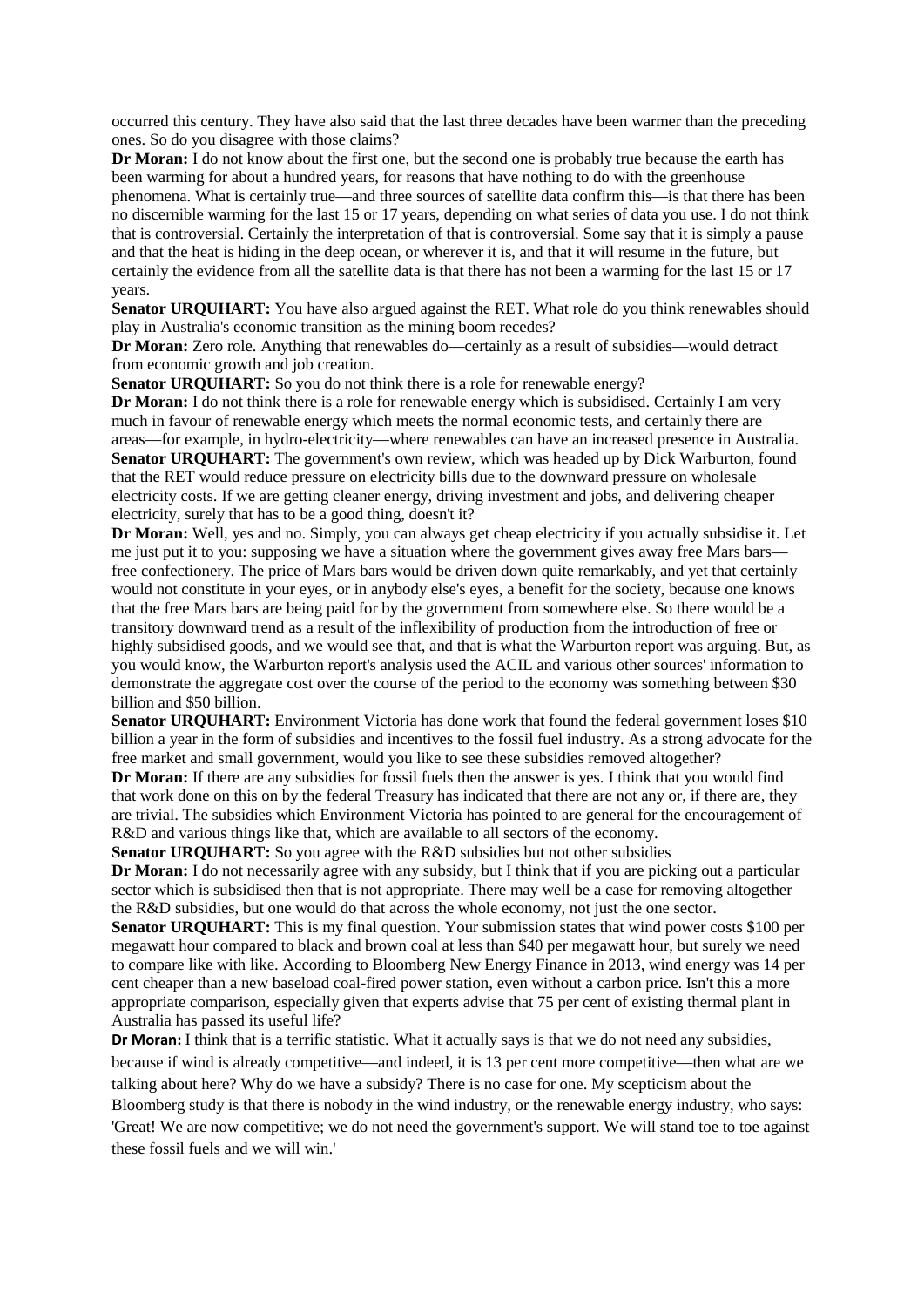occurred this century. They have also said that the last three decades have been warmer than the preceding ones. So do you disagree with those claims?

**Dr Moran:** I do not know about the first one, but the second one is probably true because the earth has been warming for about a hundred years, for reasons that have nothing to do with the greenhouse phenomena. What is certainly true—and three sources of satellite data confirm this—is that there has been no discernible warming for the last 15 or 17 years, depending on what series of data you use. I do not think that is controversial. Certainly the interpretation of that is controversial. Some say that it is simply a pause and that the heat is hiding in the deep ocean, or wherever it is, and that it will resume in the future, but certainly the evidence from all the satellite data is that there has not been a warming for the last 15 or 17 years.

**Senator URQUHART:** You have also argued against the RET. What role do you think renewables should play in Australia's economic transition as the mining boom recedes?

**Dr Moran:** Zero role. Anything that renewables do—certainly as a result of subsidies—would detract from economic growth and job creation.

**Senator URQUHART:** So you do not think there is a role for renewable energy?

**Dr Moran:** I do not think there is a role for renewable energy which is subsidised. Certainly I am very much in favour of renewable energy which meets the normal economic tests, and certainly there are areas—for example, in hydro-electricity—where renewables can have an increased presence in Australia.

**Senator URQUHART:** The government's own review, which was headed up by Dick Warburton, found that the RET would reduce pressure on electricity bills due to the downward pressure on wholesale electricity costs. If we are getting cleaner energy, driving investment and jobs, and delivering cheaper electricity, surely that has to be a good thing, doesn't it?

**Dr Moran:** Well, yes and no. Simply, you can always get cheap electricity if you actually subsidise it. Let me just put it to you: supposing we have a situation where the government gives away free Mars bars—free confectionery. The price of Mars bars would be driven down quite remarkably, and yet that certainly would not constitute in your eyes, or in anybody else's eyes, a benefit for the society, because one knows that the free Mars bars are being paid for by the government from somewhere else. So there would be a transitory downward trend as a result of the inflexibility of production from the introduction of free or highly subsidised goods, and we would see that, and that is what the Warburton report was arguing. But, as you would know, the Warburton report's analysis used the ACIL and various other sources' information to demonstrate the aggregate cost over the course of the period to the economy was something between $30 billion and $50 billion.

**Senator URQUHART:** Environment Victoria has done work that found the federal government loses $10 billion a year in the form of subsidies and incentives to the fossil fuel industry. As a strong advocate for the free market and small government, would you like to see these subsidies removed altogether?

**Dr Moran:** If there are any subsidies for fossil fuels then the answer is yes. I think that you would find that work done on this on by the federal Treasury has indicated that there are not any or, if there are, they are trivial. The subsidies which Environment Victoria has pointed to are general for the encouragement of R&D and various things like that, which are available to all sectors of the economy.

**Senator URQUHART:** So you agree with the R&D subsidies but not other subsidies

**Dr Moran:** I do not necessarily agree with any subsidy, but I think that if you are picking out a particular sector which is subsidised then that is not appropriate. There may well be a case for removing altogether the R&D subsidies, but one would do that across the whole economy, not just the one sector.

**Senator URQUHART:** This is my final question. Your submission states that wind power costs $100 per megawatt hour compared to black and brown coal at less than $40 per megawatt hour, but surely we need to compare like with like. According to Bloomberg New Energy Finance in 2013, wind energy was 14 per cent cheaper than a new baseload coal-fired power station, even without a carbon price. Isn't this a more appropriate comparison, especially given that experts advise that 75 per cent of existing thermal plant in Australia has passed its useful life?

**Dr Moran:** I think that is a terrific statistic. What it actually says is that we do not need any subsidies, because if wind is already competitive—and indeed, it is 13 per cent more competitive—then what are we talking about here? Why do we have a subsidy? There is no case for one. My scepticism about the Bloomberg study is that there is nobody in the wind industry, or the renewable energy industry, who says: 'Great! We are now competitive; we do not need the government's support. We will stand toe to toe against these fossil fuels and we will win.'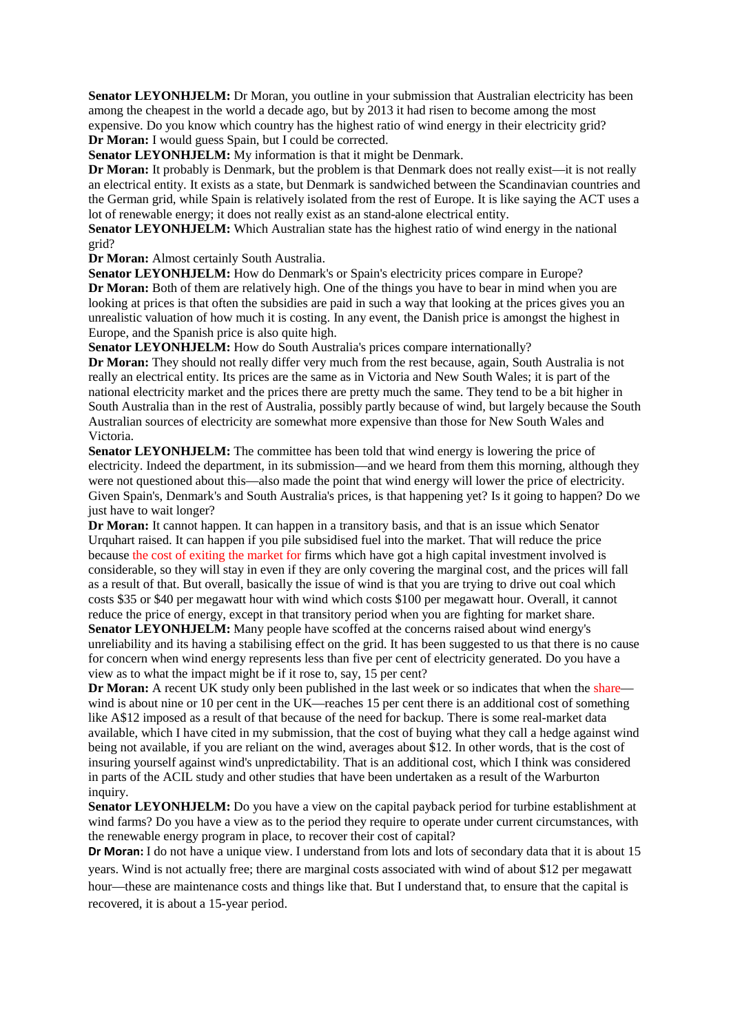**Senator LEYONHJELM:** Dr Moran, you outline in your submission that Australian electricity has been among the cheapest in the world a decade ago, but by 2013 it had risen to become among the most expensive. Do you know which country has the highest ratio of wind energy in their electricity grid?

**Dr Moran:** I would guess Spain, but I could be corrected.

**Senator LEYONHJELM:** My information is that it might be Denmark.

**Dr Moran:** It probably is Denmark, but the problem is that Denmark does not really exist—it is not really an electrical entity. It exists as a state, but Denmark is sandwiched between the Scandinavian countries and the German grid, while Spain is relatively isolated from the rest of Europe. It is like saying the ACT uses a lot of renewable energy; it does not really exist as an stand-alone electrical entity.

**Senator LEYONHJELM:** Which Australian state has the highest ratio of wind energy in the national grid?

**Dr Moran:** Almost certainly South Australia.

**Senator LEYONHJELM:** How do Denmark's or Spain's electricity prices compare in Europe?

**Dr Moran:** Both of them are relatively high. One of the things you have to bear in mind when you are looking at prices is that often the subsidies are paid in such a way that looking at the prices gives you an unrealistic valuation of how much it is costing. In any event, the Danish price is amongst the highest in Europe, and the Spanish price is also quite high.

**Senator LEYONHJELM:** How do South Australia's prices compare internationally?

**Dr Moran:** They should not really differ very much from the rest because, again, South Australia is not really an electrical entity. Its prices are the same as in Victoria and New South Wales; it is part of the national electricity market and the prices there are pretty much the same. They tend to be a bit higher in South Australia than in the rest of Australia, possibly partly because of wind, but largely because the South Australian sources of electricity are somewhat more expensive than those for New South Wales and Victoria.

**Senator LEYONHJELM:** The committee has been told that wind energy is lowering the price of electricity. Indeed the department, in its submission—and we heard from them this morning, although they were not questioned about this—also made the point that wind energy will lower the price of electricity. Given Spain's, Denmark's and South Australia's prices, is that happening yet? Is it going to happen? Do we just have to wait longer?

**Dr Moran:** It cannot happen. It can happen in a transitory basis, and that is an issue which Senator Urquhart raised. It can happen if you pile subsidised fuel into the market. That will reduce the price because the cost of exiting the market for firms which have got a high capital investment involved is considerable, so they will stay in even if they are only covering the marginal cost, and the prices will fall as a result of that. But overall, basically the issue of wind is that you are trying to drive out coal which costs $35 or $40 per megawatt hour with wind which costs $100 per megawatt hour. Overall, it cannot reduce the price of energy, except in that transitory period when you are fighting for market share.

**Senator LEYONHJELM:** Many people have scoffed at the concerns raised about wind energy's unreliability and its having a stabilising effect on the grid. It has been suggested to us that there is no cause for concern when wind energy represents less than five per cent of electricity generated. Do you have a view as to what the impact might be if it rose to, say, 15 per cent?

**Dr Moran:** A recent UK study only been published in the last week or so indicates that when the share—wind is about nine or 10 per cent in the UK—reaches 15 per cent there is an additional cost of something like A$12 imposed as a result of that because of the need for backup. There is some real-market data available, which I have cited in my submission, that the cost of buying what they call a hedge against wind being not available, if you are reliant on the wind, averages about $12. In other words, that is the cost of insuring yourself against wind's unpredictability. That is an additional cost, which I think was considered in parts of the ACIL study and other studies that have been undertaken as a result of the Warburton inquiry.

**Senator LEYONHJELM:** Do you have a view on the capital payback period for turbine establishment at wind farms? Do you have a view as to the period they require to operate under current circumstances, with the renewable energy program in place, to recover their cost of capital?

**Dr Moran:** I do not have a unique view. I understand from lots and lots of secondary data that it is about 15 years. Wind is not actually free; there are marginal costs associated with wind of about $12 per megawatt hour—these are maintenance costs and things like that. But I understand that, to ensure that the capital is recovered, it is about a 15-year period.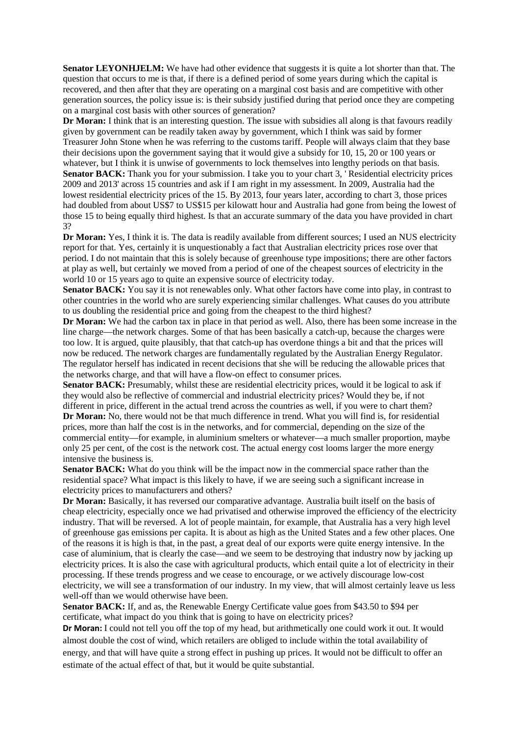**Senator LEYONHJELM:** We have had other evidence that suggests it is quite a lot shorter than that. The question that occurs to me is that, if there is a defined period of some years during which the capital is recovered, and then after that they are operating on a marginal cost basis and are competitive with other generation sources, the policy issue is: is their subsidy justified during that period once they are competing on a marginal cost basis with other sources of generation?

**Dr Moran:** I think that is an interesting question. The issue with subsidies all along is that favours readily given by government can be readily taken away by government, which I think was said by former Treasurer John Stone when he was referring to the customs tariff. People will always claim that they base their decisions upon the government saying that it would give a subsidy for 10, 15, 20 or 100 years or whatever, but I think it is unwise of governments to lock themselves into lengthy periods on that basis.

**Senator BACK:** Thank you for your submission. I take you to your chart 3, ' Residential electricity prices 2009 and 2013' across 15 countries and ask if I am right in my assessment. In 2009, Australia had the lowest residential electricity prices of the 15. By 2013, four years later, according to chart 3, those prices had doubled from about US$7 to US$15 per kilowatt hour and Australia had gone from being the lowest of those 15 to being equally third highest. Is that an accurate summary of the data you have provided in chart 3?

**Dr Moran:** Yes, I think it is. The data is readily available from different sources; I used an NUS electricity report for that. Yes, certainly it is unquestionably a fact that Australian electricity prices rose over that period. I do not maintain that this is solely because of greenhouse type impositions; there are other factors at play as well, but certainly we moved from a period of one of the cheapest sources of electricity in the world 10 or 15 years ago to quite an expensive source of electricity today.

**Senator BACK:** You say it is not renewables only. What other factors have come into play, in contrast to other countries in the world who are surely experiencing similar challenges. What causes do you attribute to us doubling the residential price and going from the cheapest to the third highest?

**Dr Moran:** We had the carbon tax in place in that period as well. Also, there has been some increase in the line charge—the network charges. Some of that has been basically a catch-up, because the charges were too low. It is argued, quite plausibly, that that catch-up has overdone things a bit and that the prices will now be reduced. The network charges are fundamentally regulated by the Australian Energy Regulator. The regulator herself has indicated in recent decisions that she will be reducing the allowable prices that the networks charge, and that will have a flow-on effect to consumer prices.

**Senator BACK:** Presumably, whilst these are residential electricity prices, would it be logical to ask if they would also be reflective of commercial and industrial electricity prices? Would they be, if not different in price, different in the actual trend across the countries as well, if you were to chart them?

**Dr Moran:** No, there would not be that much difference in trend. What you will find is, for residential prices, more than half the cost is in the networks, and for commercial, depending on the size of the commercial entity—for example, in aluminium smelters or whatever—a much smaller proportion, maybe only 25 per cent, of the cost is the network cost. The actual energy cost looms larger the more energy intensive the business is.

**Senator BACK:** What do you think will be the impact now in the commercial space rather than the residential space? What impact is this likely to have, if we are seeing such a significant increase in electricity prices to manufacturers and others?

**Dr Moran:** Basically, it has reversed our comparative advantage. Australia built itself on the basis of cheap electricity, especially once we had privatised and otherwise improved the efficiency of the electricity industry. That will be reversed. A lot of people maintain, for example, that Australia has a very high level of greenhouse gas emissions per capita. It is about as high as the United States and a few other places. One of the reasons it is high is that, in the past, a great deal of our exports were quite energy intensive. In the case of aluminium, that is clearly the case—and we seem to be destroying that industry now by jacking up electricity prices. It is also the case with agricultural products, which entail quite a lot of electricity in their processing. If these trends progress and we cease to encourage, or we actively discourage low-cost electricity, we will see a transformation of our industry. In my view, that will almost certainly leave us less well-off than we would otherwise have been.

**Senator BACK:** If, and as, the Renewable Energy Certificate value goes from $43.50 to $94 per certificate, what impact do you think that is going to have on electricity prices?

**Dr Moran:** I could not tell you off the top of my head, but arithmetically one could work it out. It would almost double the cost of wind, which retailers are obliged to include within the total availability of energy, and that will have quite a strong effect in pushing up prices. It would not be difficult to offer an estimate of the actual effect of that, but it would be quite substantial.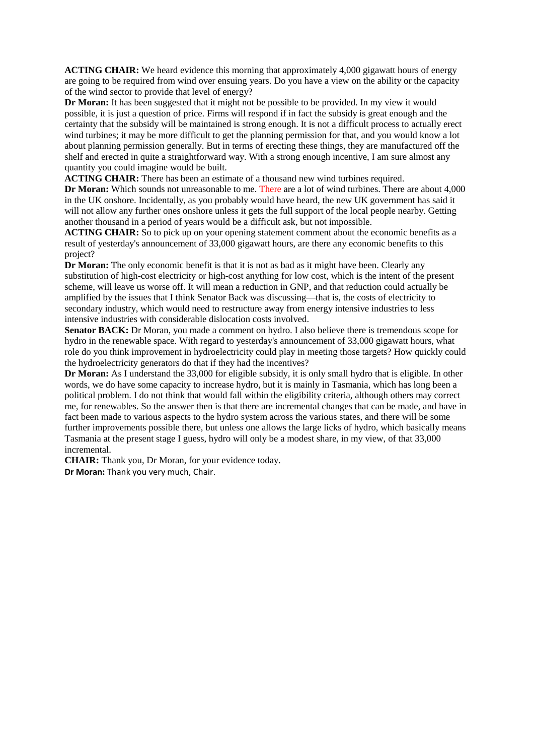**ACTING CHAIR:** We heard evidence this morning that approximately 4,000 gigawatt hours of energy are going to be required from wind over ensuing years. Do you have a view on the ability or the capacity of the wind sector to provide that level of energy?

**Dr Moran:** It has been suggested that it might not be possible to be provided. In my view it would possible, it is just a question of price. Firms will respond if in fact the subsidy is great enough and the certainty that the subsidy will be maintained is strong enough. It is not a difficult process to actually erect wind turbines; it may be more difficult to get the planning permission for that, and you would know a lot about planning permission generally. But in terms of erecting these things, they are manufactured off the shelf and erected in quite a straightforward way. With a strong enough incentive, I am sure almost any quantity you could imagine would be built.

**ACTING CHAIR:** There has been an estimate of a thousand new wind turbines required.

**Dr Moran:** Which sounds not unreasonable to me. There are a lot of wind turbines. There are about 4,000 in the UK onshore. Incidentally, as you probably would have heard, the new UK government has said it will not allow any further ones onshore unless it gets the full support of the local people nearby. Getting another thousand in a period of years would be a difficult ask, but not impossible.

**ACTING CHAIR:** So to pick up on your opening statement comment about the economic benefits as a result of yesterday's announcement of 33,000 gigawatt hours, are there any economic benefits to this project?

**Dr Moran:** The only economic benefit is that it is not as bad as it might have been. Clearly any substitution of high-cost electricity or high-cost anything for low cost, which is the intent of the present scheme, will leave us worse off. It will mean a reduction in GNP, and that reduction could actually be amplified by the issues that I think Senator Back was discussing—that is, the costs of electricity to secondary industry, which would need to restructure away from energy intensive industries to less intensive industries with considerable dislocation costs involved.

**Senator BACK:** Dr Moran, you made a comment on hydro. I also believe there is tremendous scope for hydro in the renewable space. With regard to yesterday's announcement of 33,000 gigawatt hours, what role do you think improvement in hydroelectricity could play in meeting those targets? How quickly could the hydroelectricity generators do that if they had the incentives?

**Dr Moran:** As I understand the 33,000 for eligible subsidy, it is only small hydro that is eligible. In other words, we do have some capacity to increase hydro, but it is mainly in Tasmania, which has long been a political problem. I do not think that would fall within the eligibility criteria, although others may correct me, for renewables. So the answer then is that there are incremental changes that can be made, and have in fact been made to various aspects to the hydro system across the various states, and there will be some further improvements possible there, but unless one allows the large licks of hydro, which basically means Tasmania at the present stage I guess, hydro will only be a modest share, in my view, of that 33,000 incremental.

**CHAIR:** Thank you, Dr Moran, for your evidence today.

**Dr Moran:** Thank you very much, Chair.